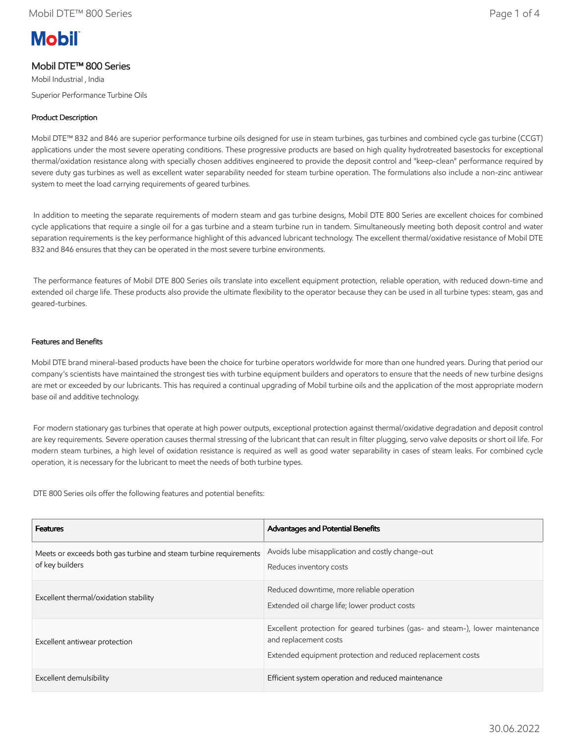# Mobil DTE™ 800 Series

Mobil Industrial , India

Superior Performance Turbine Oils

## Product Description

Mobil DTE™ 832 and 846 are superior performance turbine oils designed for use in steam turbines, gas turbines and combined cycle gas turbine (CCGT) applications under the most severe operating conditions. These progressive products are based on high quality hydrotreated basestocks for exceptional thermal/oxidation resistance along with specially chosen additives engineered to provide the deposit control and "keep-clean" performance required by severe duty gas turbines as well as excellent water separability needed for steam turbine operation. The formulations also include a non-zinc antiwear system to meet the load carrying requirements of geared turbines.

In addition to meeting the separate requirements of modern steam and gas turbine designs, Mobil DTE 800 Series are excellent choices for combined cycle applications that require a single oil for a gas turbine and a steam turbine run in tandem. Simultaneously meeting both deposit control and water separation requirements is the key performance highlight of this advanced lubricant technology. The excellent thermal/oxidative resistance of Mobil DTE 832 and 846 ensures that they can be operated in the most severe turbine environments.

The performance features of Mobil DTE 800 Series oils translate into excellent equipment protection, reliable operation, with reduced down-time and extended oil charge life. These products also provide the ultimate flexibility to the operator because they can be used in all turbine types: steam, gas and geared-turbines.

## Features and Benefits

Mobil DTE brand mineral-based products have been the choice for turbine operators worldwide for more than one hundred years. During that period our company's scientists have maintained the strongest ties with turbine equipment builders and operators to ensure that the needs of new turbine designs are met or exceeded by our lubricants. This has required a continual upgrading of Mobil turbine oils and the application of the most appropriate modern base oil and additive technology.

For modern stationary gas turbines that operate at high power outputs, exceptional protection against thermal/oxidative degradation and deposit control are key requirements. Severe operation causes thermal stressing of the lubricant that can result in filter plugging, servo valve deposits or short oil life. For modern steam turbines, a high level of oxidation resistance is required as well as good water separability in cases of steam leaks. For combined cycle operation, it is necessary for the lubricant to meet the needs of both turbine types.

DTE 800 Series oils offer the following features and potential benefits:

| Features | Advantages and Potential Benefits |
|---|---|
| Meets or exceeds both gas turbine and steam turbine requirements of key builders | Avoids lube misapplication and costly change-out<br>Reduces inventory costs |
| Excellent thermal/oxidation stability | Reduced downtime, more reliable operation<br>Extended oil charge life; lower product costs |
| Excellent antiwear protection | Excellent protection for geared turbines (gas- and steam-), lower maintenance and replacement costs<br>Extended equipment protection and reduced replacement costs |
| Excellent demulsibility | Efficient system operation and reduced maintenance |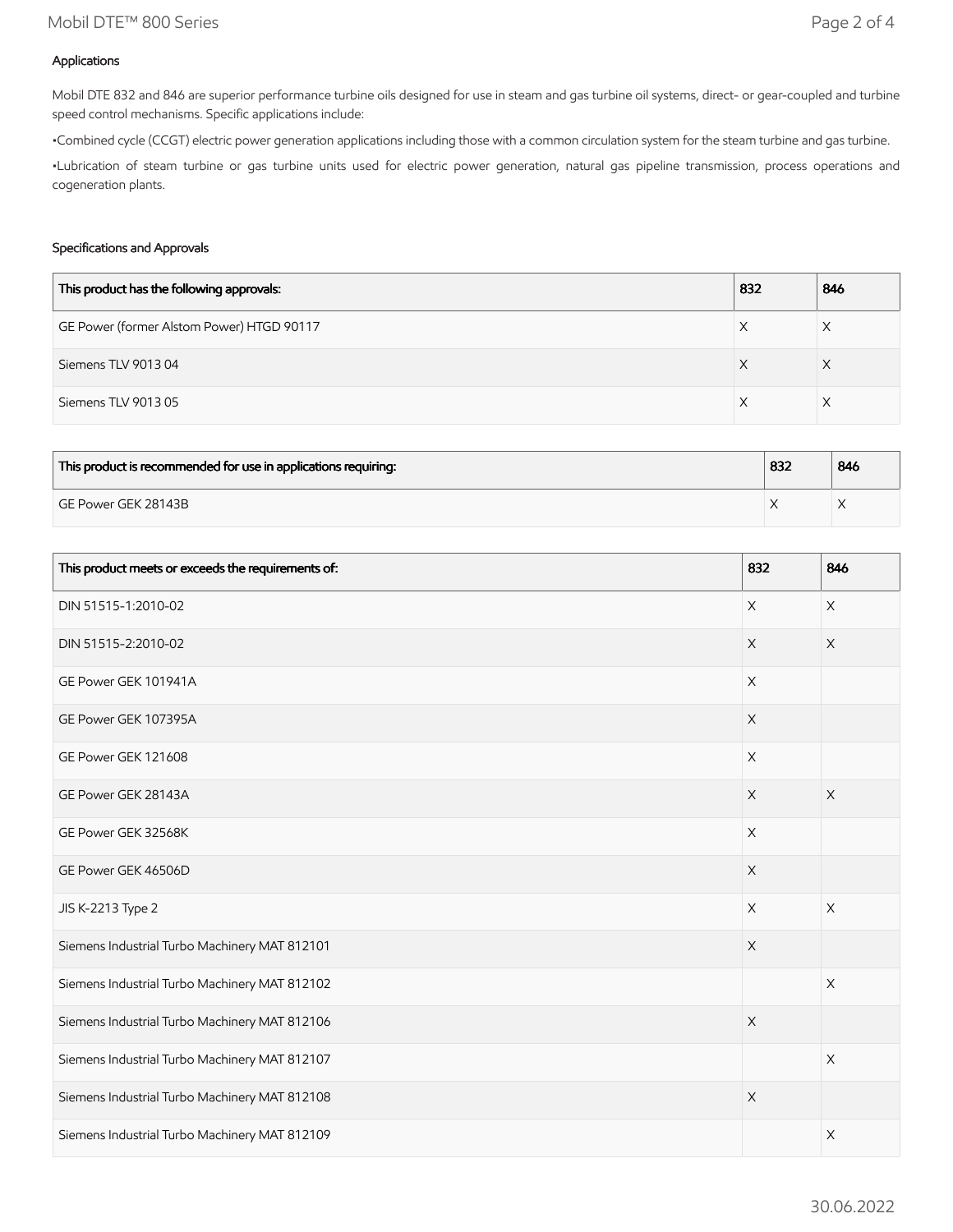### Applications

Mobil DTE 832 and 846 are superior performance turbine oils designed for use in steam and gas turbine oil systems, direct- or gear-coupled and turbine speed control mechanisms. Specific applications include:

•Combined cycle (CCGT) electric power generation applications including those with a common circulation system for the steam turbine and gas turbine.

•Lubrication of steam turbine or gas turbine units used for electric power generation, natural gas pipeline transmission, process operations and cogeneration plants.

### Specifications and Approvals

| This product has the following approvals: | 832 | 846 |
|---|---|---|
| GE Power (former Alstom Power) HTGD 90117 | X | X |
| Siemens TLV 9013 04 | X | X |
| Siemens TLV 9013 05 | X | X |

| This product is recommended for use in applications requiring: | 832 | 846 |
|---|---|---|
| GE Power GEK 28143B | X | X |

| This product meets or exceeds the requirements of: | 832 | 846 |
|---|---|---|
| DIN 51515-1:2010-02 | X | X |
| DIN 51515-2:2010-02 | X | X |
| GE Power GEK 101941A | X | |
| GE Power GEK 107395A | X | |
| GE Power GEK 121608 | X | |
| GE Power GEK 28143A | X | X |
| GE Power GEK 32568K | X | |
| GE Power GEK 46506D | X | |
| JIS K-2213 Type 2 | X | X |
| Siemens Industrial Turbo Machinery MAT 812101 | X | |
| Siemens Industrial Turbo Machinery MAT 812102 | | X |
| Siemens Industrial Turbo Machinery MAT 812106 | X | |
| Siemens Industrial Turbo Machinery MAT 812107 | | X |
| Siemens Industrial Turbo Machinery MAT 812108 | X | |
| Siemens Industrial Turbo Machinery MAT 812109 | | X |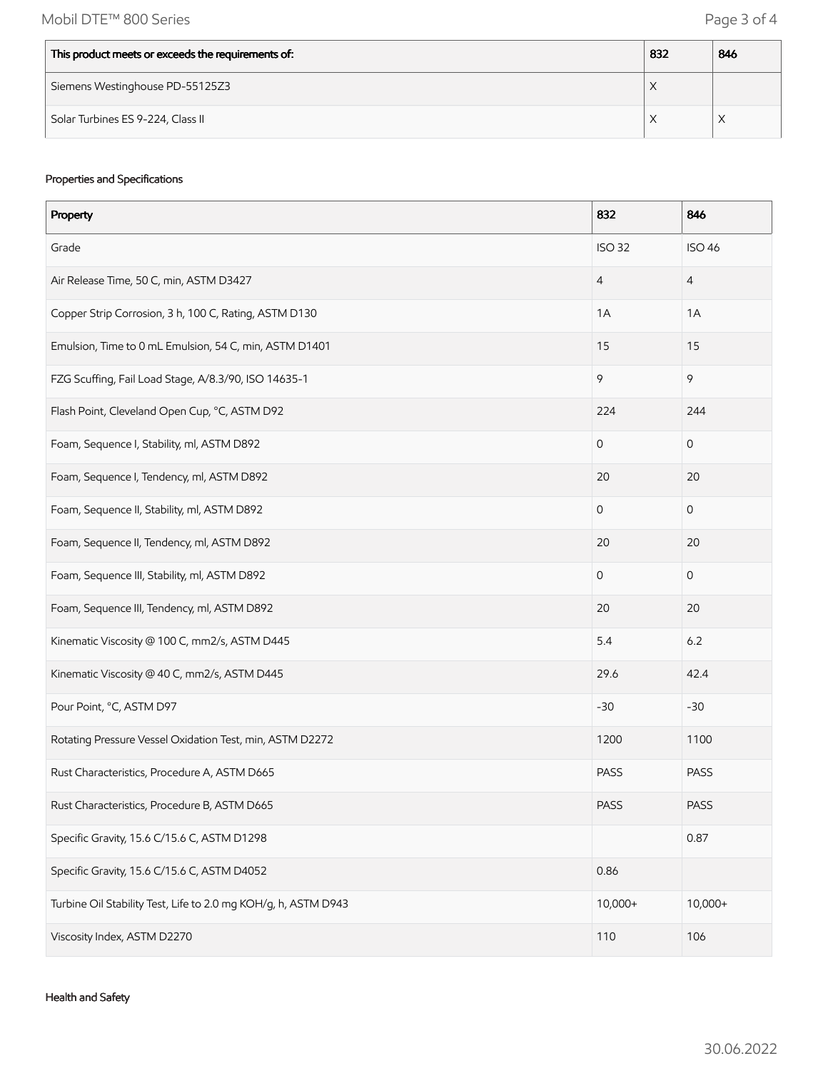| This product meets or exceeds the requirements of: | 832 | 846 |
| --- | --- | --- |
| Siemens Westinghouse PD-55125Z3 | X | |
| Solar Turbines ES 9-224, Class II | X | X |

Properties and Specifications

| Property | 832 | 846 |
| --- | --- | --- |
| Grade | ISO 32 | ISO 46 |
| Air Release Time, 50 C, min, ASTM D3427 | 4 | 4 |
| Copper Strip Corrosion, 3 h, 100 C, Rating, ASTM D130 | 1A | 1A |
| Emulsion, Time to 0 mL Emulsion, 54 C, min, ASTM D1401 | 15 | 15 |
| FZG Scuffing, Fail Load Stage, A/8.3/90, ISO 14635-1 | 9 | 9 |
| Flash Point, Cleveland Open Cup, °C, ASTM D92 | 224 | 244 |
| Foam, Sequence I, Stability, ml, ASTM D892 | 0 | 0 |
| Foam, Sequence I, Tendency, ml, ASTM D892 | 20 | 20 |
| Foam, Sequence II, Stability, ml, ASTM D892 | 0 | 0 |
| Foam, Sequence II, Tendency, ml, ASTM D892 | 20 | 20 |
| Foam, Sequence III, Stability, ml, ASTM D892 | 0 | 0 |
| Foam, Sequence III, Tendency, ml, ASTM D892 | 20 | 20 |
| Kinematic Viscosity @ 100 C, mm2/s, ASTM D445 | 5.4 | 6.2 |
| Kinematic Viscosity @ 40 C, mm2/s, ASTM D445 | 29.6 | 42.4 |
| Pour Point, °C, ASTM D97 | -30 | -30 |
| Rotating Pressure Vessel Oxidation Test, min, ASTM D2272 | 1200 | 1100 |
| Rust Characteristics, Procedure A, ASTM D665 | PASS | PASS |
| Rust Characteristics, Procedure B, ASTM D665 | PASS | PASS |
| Specific Gravity, 15.6 C/15.6 C, ASTM D1298 | | 0.87 |
| Specific Gravity, 15.6 C/15.6 C, ASTM D4052 | 0.86 | |
| Turbine Oil Stability Test, Life to 2.0 mg KOH/g, h, ASTM D943 | 10,000+ | 10,000+ |
| Viscosity Index, ASTM D2270 | 110 | 106 |

Health and Safety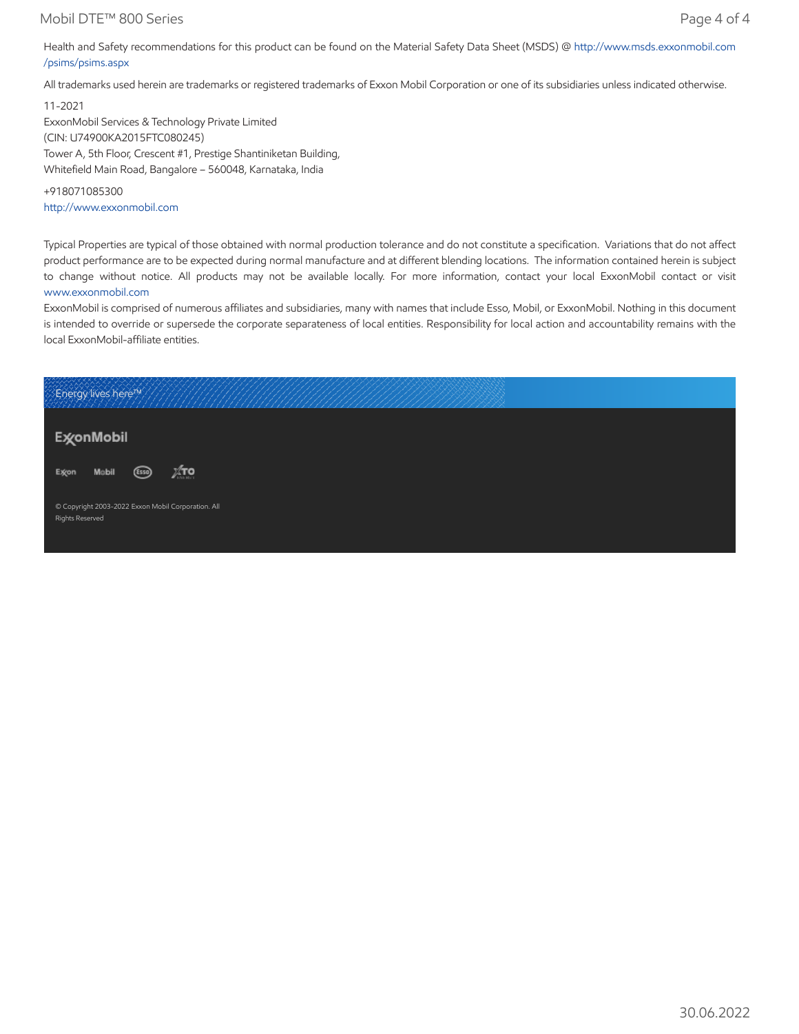Health and Safety recommendations for this product can be found on the Material Safety Data Sheet (MSDS) @ http://www.msds.exxonmobil.com/psims/psims.aspx

All trademarks used herein are trademarks or registered trademarks of Exxon Mobil Corporation or one of its subsidiaries unless indicated otherwise.

11-2021
ExxonMobil Services & Technology Private Limited
(CIN: U74900KA2015FTC080245)
Tower A, 5th Floor, Crescent #1, Prestige Shantiniketan Building,
Whitefield Main Road, Bangalore – 560048, Karnataka, India

+918071085300
http://www.exxonmobil.com

Typical Properties are typical of those obtained with normal production tolerance and do not constitute a specification. Variations that do not affect product performance are to be expected during normal manufacture and at different blending locations. The information contained herein is subject to change without notice. All products may not be available locally. For more information, contact your local ExxonMobil contact or visit www.exxonmobil.com

ExxonMobil is comprised of numerous affiliates and subsidiaries, many with names that include Esso, Mobil, or ExxonMobil. Nothing in this document is intended to override or supersede the corporate separateness of local entities. Responsibility for local action and accountability remains with the local ExxonMobil-affiliate entities.

Energy lives here™

ExxonMobil

Exxon Mobil Esso XTO

© Copyright 2003-2022 Exxon Mobil Corporation. All Rights Reserved

30.06.2022